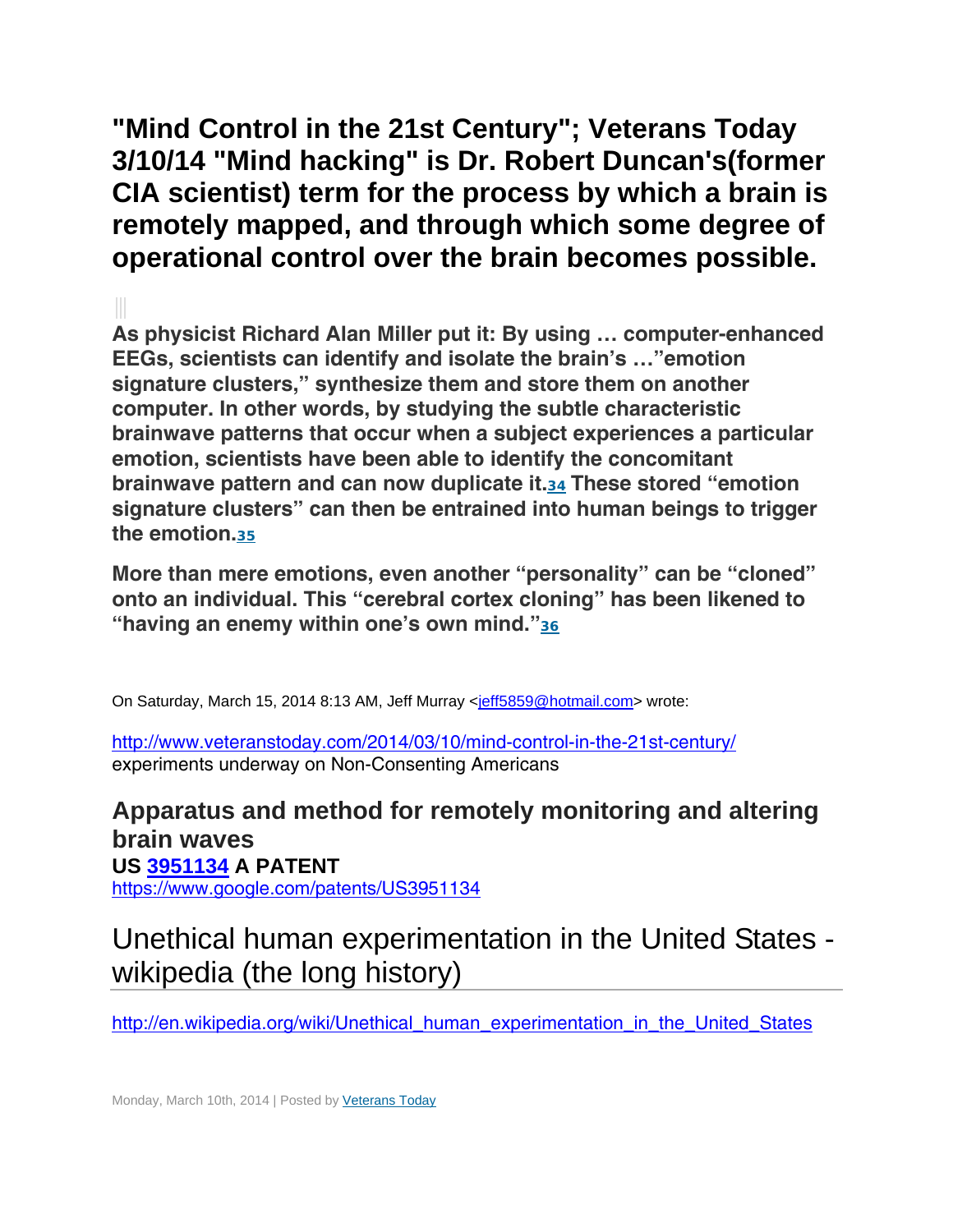# "Mind Control in the 21st Century"; Veterans Today 3/10/14 "Mind hacking" is Dr. Robert Duncan's(former CIA scientist) term for the process by which a brain is remotely mapped, and through which some degree of operational control over the brain becomes possible.

**As physicist Richard Alan Miller put it: By using … computer-enhanced EEGs, scientists can identify and isolate the brain's …"emotion signature clusters," synthesize them and store them on another computer. In other words, by studying the subtle characteristic brainwave patterns that occur when a subject experiences a particular emotion, scientists have been able to identify the concomitant brainwave pattern and can now duplicate it.[34] These stored "emotion signature clusters" can then be entrained into human beings to trigger the emotion.[35]**

**More than mere emotions, even another "personality" can be "cloned" onto an individual. This "cerebral cortex cloning" has been likened to "having an enemy within one's own mind."[36]**

On Saturday, March 15, 2014 8:13 AM, Jeff Murray <jeff5859@hotmail.com> wrote:

http://www.veteranstoday.com/2014/03/10/mind-control-in-the-21st-century/
experiments underway on Non-Consenting Americans

## Apparatus and method for remotely monitoring and altering brain waves

**US 3951134 A PATENT**
https://www.google.com/patents/US3951134

## Unethical human experimentation in the United States - wikipedia (the long history)

http://en.wikipedia.org/wiki/Unethical_human_experimentation_in_the_United_States

Monday, March 10th, 2014 | Posted by Veterans Today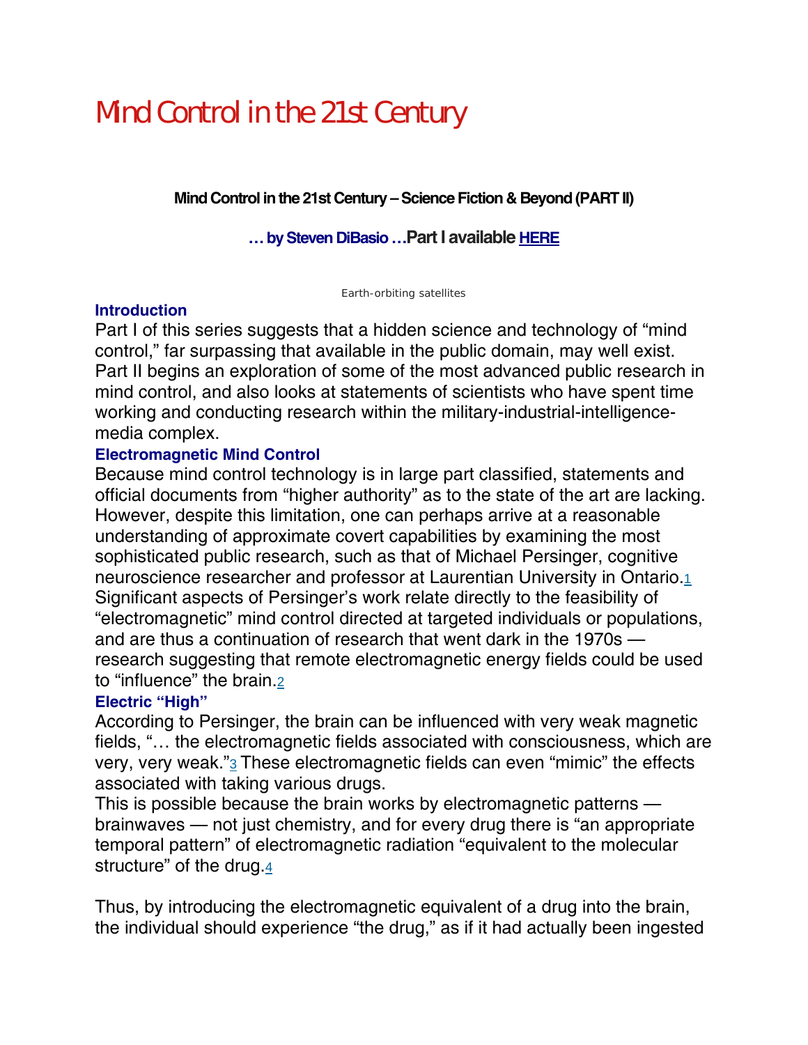# Mind Control in the 21st Century

**Mind Control in the 21st Century – Science Fiction & Beyond (PART II)**

**… by Steven DiBasio …Part I available HERE**

Earth-orbiting satellites

### Introduction

Part I of this series suggests that a hidden science and technology of "mind control," far surpassing that available in the public domain, may well exist. Part II begins an exploration of some of the most advanced public research in mind control, and also looks at statements of scientists who have spent time working and conducting research within the military-industrial-intelligence-media complex.

### Electromagnetic Mind Control

Because mind control technology is in large part classified, statements and official documents from "higher authority" as to the state of the art are lacking. However, despite this limitation, one can perhaps arrive at a reasonable understanding of approximate covert capabilities by examining the most sophisticated public research, such as that of Michael Persinger, cognitive neuroscience researcher and professor at Laurentian University in Ontario.[1] Significant aspects of Persinger's work relate directly to the feasibility of "electromagnetic" mind control directed at targeted individuals or populations, and are thus a continuation of research that went dark in the 1970s — research suggesting that remote electromagnetic energy fields could be used to "influence" the brain.[2]

### Electric "High"

According to Persinger, the brain can be influenced with very weak magnetic fields, "… the electromagnetic fields associated with consciousness, which are very, very weak."[3] These electromagnetic fields can even "mimic" the effects associated with taking various drugs.

This is possible because the brain works by electromagnetic patterns — brainwaves — not just chemistry, and for every drug there is "an appropriate temporal pattern" of electromagnetic radiation "equivalent to the molecular structure" of the drug.[4]

Thus, by introducing the electromagnetic equivalent of a drug into the brain, the individual should experience "the drug," as if it had actually been ingested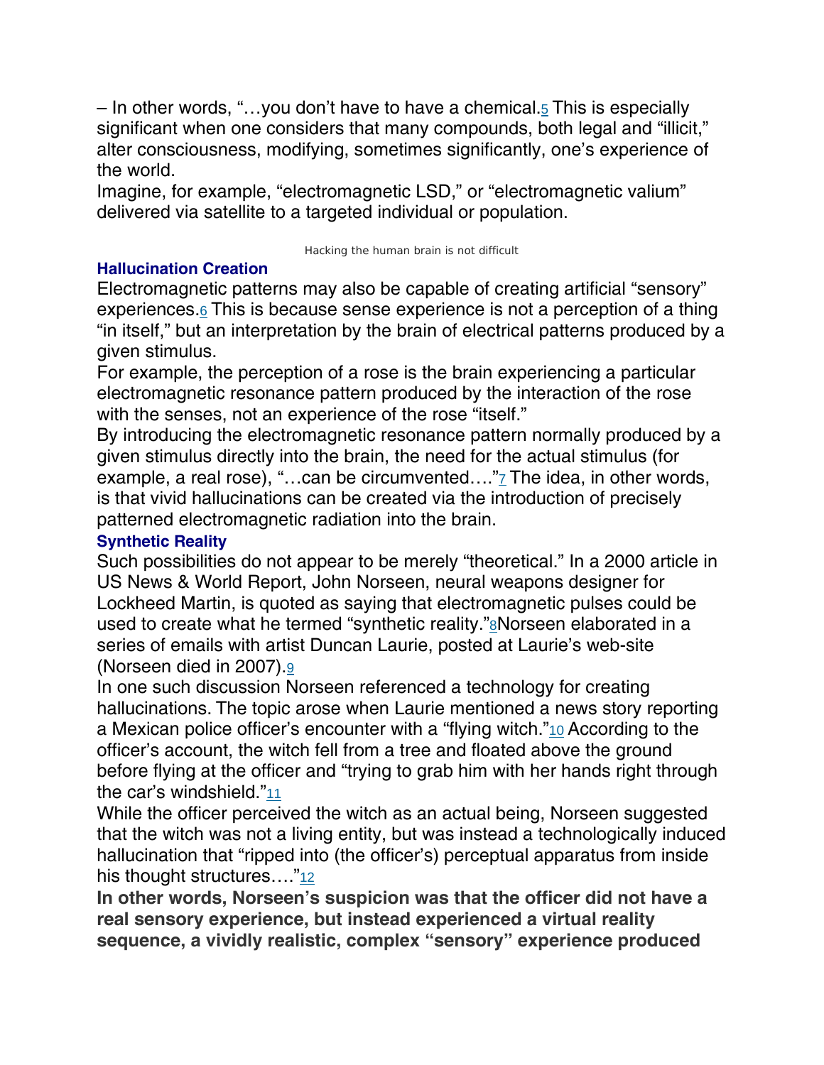– In other words, "…you don't have to have a chemical.[5] This is especially significant when one considers that many compounds, both legal and "illicit," alter consciousness, modifying, sometimes significantly, one's experience of the world.

Imagine, for example, "electromagnetic LSD," or "electromagnetic valium" delivered via satellite to a targeted individual or population.

Hacking the human brain is not difficult

### Hallucination Creation

Electromagnetic patterns may also be capable of creating artificial "sensory" experiences.[6] This is because sense experience is not a perception of a thing "in itself," but an interpretation by the brain of electrical patterns produced by a given stimulus.

For example, the perception of a rose is the brain experiencing a particular electromagnetic resonance pattern produced by the interaction of the rose with the senses, not an experience of the rose "itself."

By introducing the electromagnetic resonance pattern normally produced by a given stimulus directly into the brain, the need for the actual stimulus (for example, a real rose), "…can be circumvented…."[7] The idea, in other words, is that vivid hallucinations can be created via the introduction of precisely patterned electromagnetic radiation into the brain.

### Synthetic Reality

Such possibilities do not appear to be merely "theoretical." In a 2000 article in US News & World Report, John Norseen, neural weapons designer for Lockheed Martin, is quoted as saying that electromagnetic pulses could be used to create what he termed "synthetic reality."[8]Norseen elaborated in a series of emails with artist Duncan Laurie, posted at Laurie's web-site (Norseen died in 2007).[9]

In one such discussion Norseen referenced a technology for creating hallucinations. The topic arose when Laurie mentioned a news story reporting a Mexican police officer's encounter with a "flying witch."[10] According to the officer's account, the witch fell from a tree and floated above the ground before flying at the officer and "trying to grab him with her hands right through the car's windshield."[11]

While the officer perceived the witch as an actual being, Norseen suggested that the witch was not a living entity, but was instead a technologically induced hallucination that "ripped into (the officer's) perceptual apparatus from inside his thought structures…."[12]

**In other words, Norseen's suspicion was that the officer did not have a real sensory experience, but instead experienced a virtual reality sequence, a vividly realistic, complex "sensory" experience produced**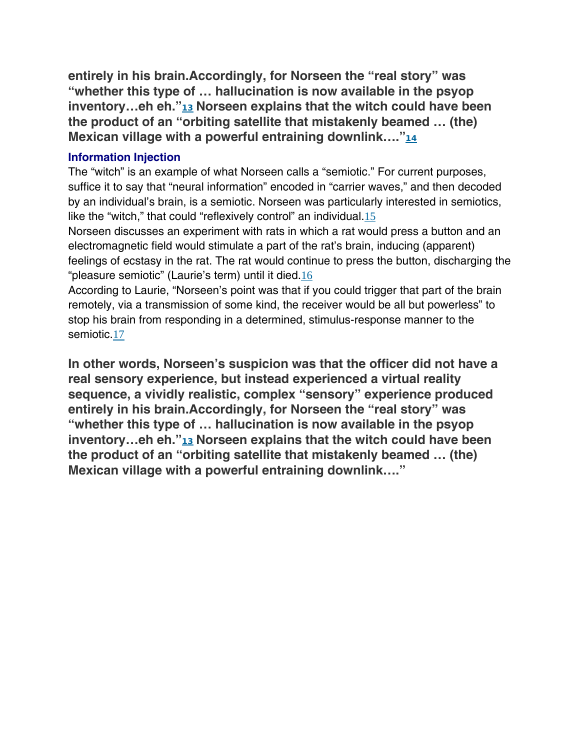**entirely in his brain.Accordingly, for Norseen the "real story" was "whether this type of … hallucination is now available in the psyop inventory…eh eh."[13] Norseen explains that the witch could have been the product of an "orbiting satellite that mistakenly beamed … (the) Mexican village with a powerful entraining downlink…."[14]**

### Information Injection

The "witch" is an example of what Norseen calls a "semiotic." For current purposes, suffice it to say that "neural information" encoded in "carrier waves," and then decoded by an individual's brain, is a semiotic. Norseen was particularly interested in semiotics, like the "witch," that could "reflexively control" an individual.[15]

Norseen discusses an experiment with rats in which a rat would press a button and an electromagnetic field would stimulate a part of the rat's brain, inducing (apparent) feelings of ecstasy in the rat. The rat would continue to press the button, discharging the "pleasure semiotic" (Laurie's term) until it died.[16]

According to Laurie, "Norseen's point was that if you could trigger that part of the brain remotely, via a transmission of some kind, the receiver would be all but powerless" to stop his brain from responding in a determined, stimulus-response manner to the semiotic.[17]

**In other words, Norseen's suspicion was that the officer did not have a real sensory experience, but instead experienced a virtual reality sequence, a vividly realistic, complex "sensory" experience produced entirely in his brain.Accordingly, for Norseen the "real story" was "whether this type of … hallucination is now available in the psyop inventory…eh eh."[13] Norseen explains that the witch could have been the product of an "orbiting satellite that mistakenly beamed … (the) Mexican village with a powerful entraining downlink…."**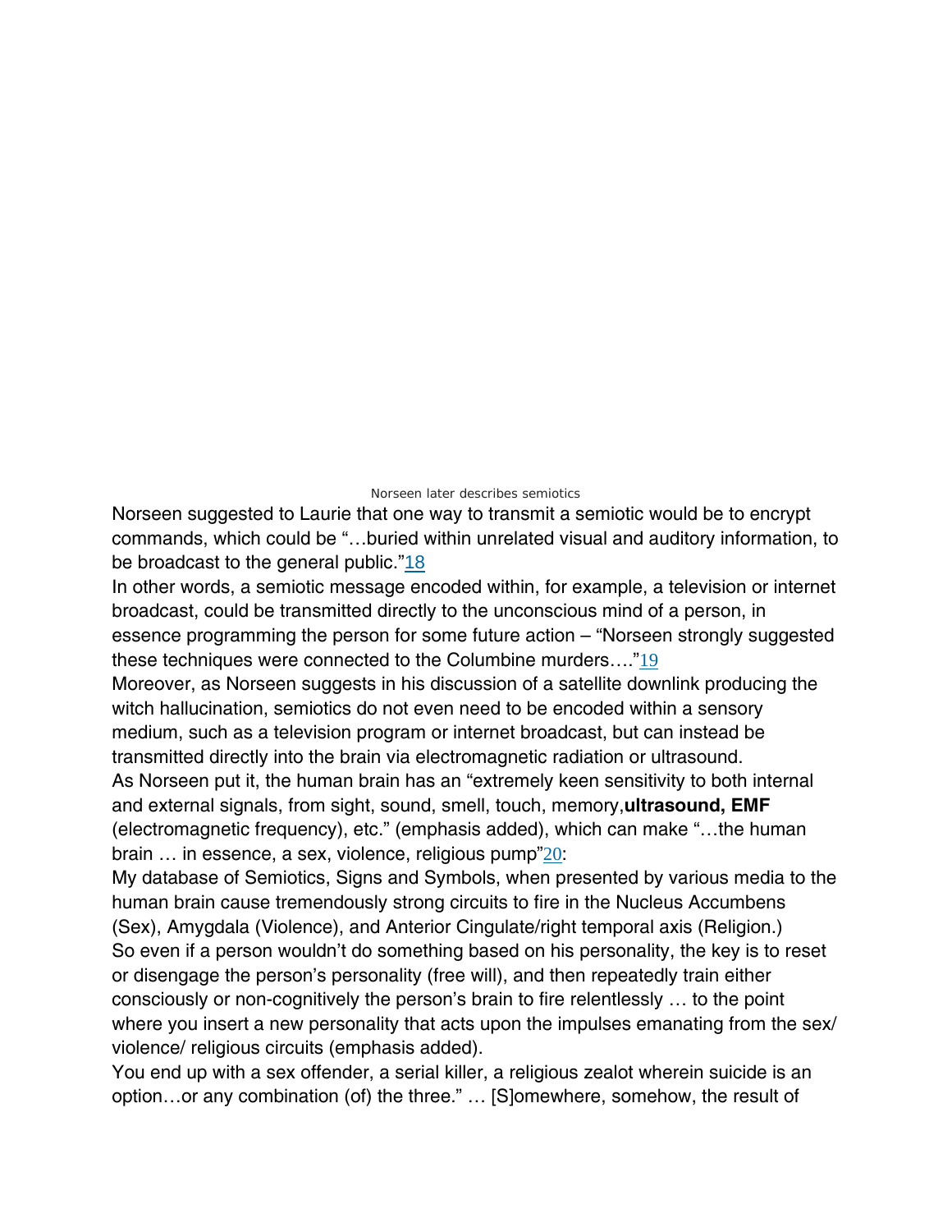Norseen later describes semiotics

Norseen suggested to Laurie that one way to transmit a semiotic would be to encrypt commands, which could be "…buried within unrelated visual and auditory information, to be broadcast to the general public."[18]

In other words, a semiotic message encoded within, for example, a television or internet broadcast, could be transmitted directly to the unconscious mind of a person, in essence programming the person for some future action – "Norseen strongly suggested these techniques were connected to the Columbine murders…."[19]

Moreover, as Norseen suggests in his discussion of a satellite downlink producing the witch hallucination, semiotics do not even need to be encoded within a sensory medium, such as a television program or internet broadcast, but can instead be transmitted directly into the brain via electromagnetic radiation or ultrasound.

As Norseen put it, the human brain has an "extremely keen sensitivity to both internal and external signals, from sight, sound, smell, touch, memory,**ultrasound, EMF** (electromagnetic frequency), etc." (emphasis added), which can make "…the human brain … in essence, a sex, violence, religious pump"[20]:

My database of Semiotics, Signs and Symbols, when presented by various media to the human brain cause tremendously strong circuits to fire in the Nucleus Accumbens (Sex), Amygdala (Violence), and Anterior Cingulate/right temporal axis (Religion.)

So even if a person wouldn't do something based on his personality, the key is to reset or disengage the person's personality (free will), and then repeatedly train either consciously or non-cognitively the person's brain to fire relentlessly … to the point where you insert a new personality that acts upon the impulses emanating from the sex/ violence/ religious circuits (emphasis added).

You end up with a sex offender, a serial killer, a religious zealot wherein suicide is an option…or any combination (of) the three." … [S]omewhere, somehow, the result of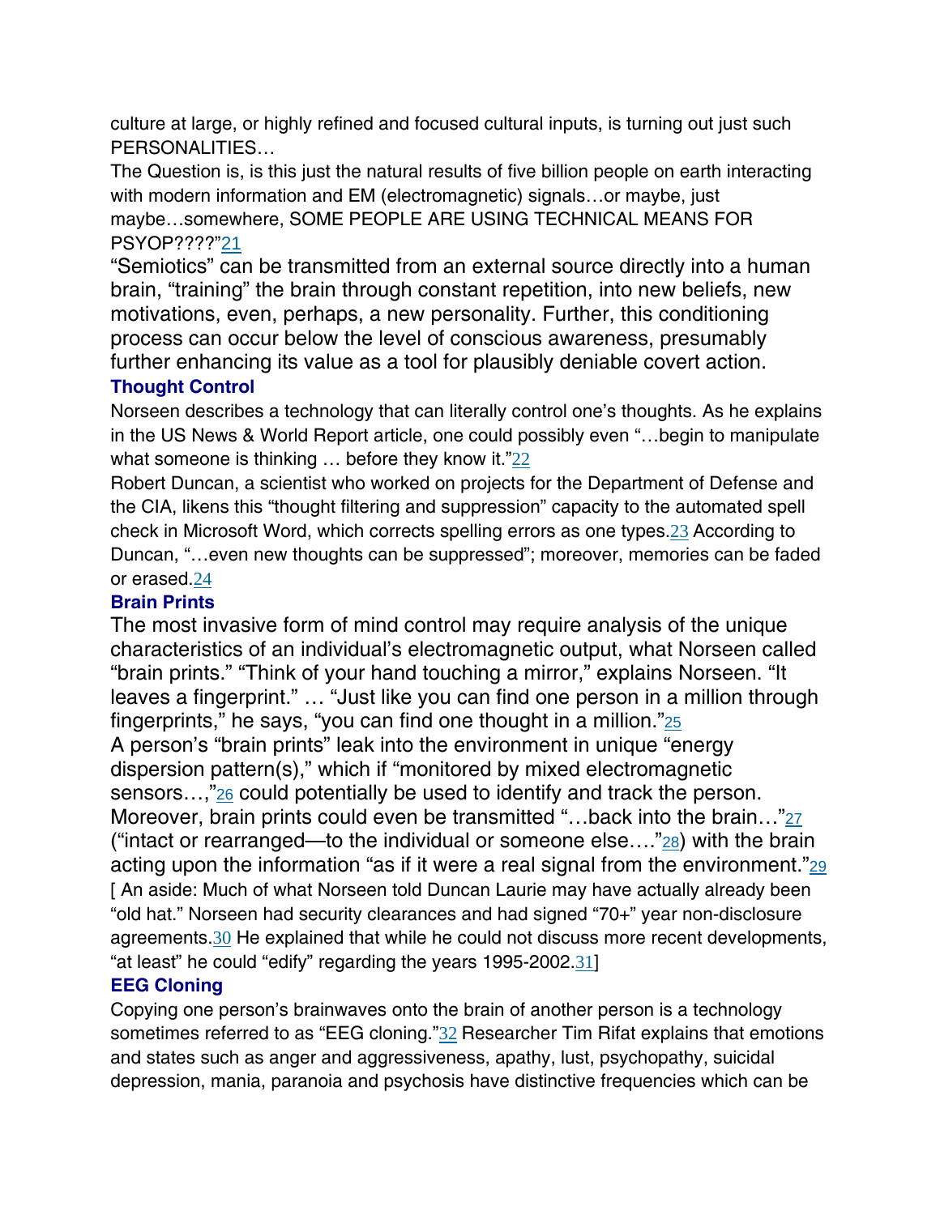culture at large, or highly refined and focused cultural inputs, is turning out just such PERSONALITIES…

The Question is, is this just the natural results of five billion people on earth interacting with modern information and EM (electromagnetic) signals…or maybe, just maybe…somewhere, SOME PEOPLE ARE USING TECHNICAL MEANS FOR PSYOP????"[21]

"Semiotics" can be transmitted from an external source directly into a human brain, "training" the brain through constant repetition, into new beliefs, new motivations, even, perhaps, a new personality. Further, this conditioning process can occur below the level of conscious awareness, presumably further enhancing its value as a tool for plausibly deniable covert action.

### Thought Control

Norseen describes a technology that can literally control one's thoughts. As he explains in the US News & World Report article, one could possibly even "…begin to manipulate what someone is thinking … before they know it."[22]

Robert Duncan, a scientist who worked on projects for the Department of Defense and the CIA, likens this "thought filtering and suppression" capacity to the automated spell check in Microsoft Word, which corrects spelling errors as one types.[23] According to Duncan, "…even new thoughts can be suppressed"; moreover, memories can be faded or erased.[24]

### Brain Prints

The most invasive form of mind control may require analysis of the unique characteristics of an individual's electromagnetic output, what Norseen called "brain prints." "Think of your hand touching a mirror," explains Norseen. "It leaves a fingerprint." … "Just like you can find one person in a million through fingerprints," he says, "you can find one thought in a million."[25]

A person's "brain prints" leak into the environment in unique "energy dispersion pattern(s)," which if "monitored by mixed electromagnetic sensors…,"[26] could potentially be used to identify and track the person. Moreover, brain prints could even be transmitted "…back into the brain…"[27] ("intact or rearranged—to the individual or someone else…."[28]) with the brain acting upon the information "as if it were a real signal from the environment."[29]

[ An aside: Much of what Norseen told Duncan Laurie may have actually already been "old hat." Norseen had security clearances and had signed "70+" year non-disclosure agreements.[30] He explained that while he could not discuss more recent developments, "at least" he could "edify" regarding the years 1995-2002.[31]]

### EEG Cloning

Copying one person's brainwaves onto the brain of another person is a technology sometimes referred to as "EEG cloning."[32] Researcher Tim Rifat explains that emotions and states such as anger and aggressiveness, apathy, lust, psychopathy, suicidal depression, mania, paranoia and psychosis have distinctive frequencies which can be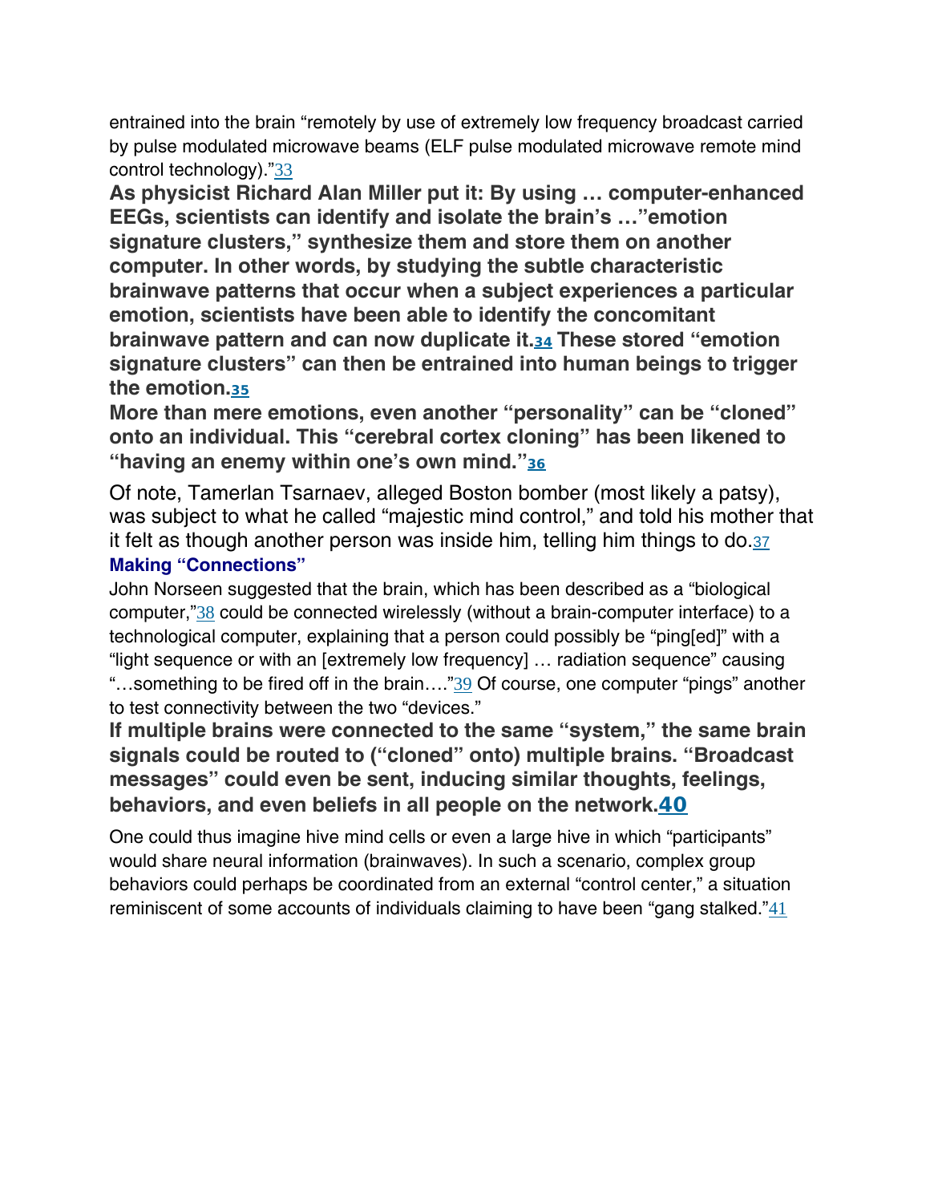entrained into the brain “remotely by use of extremely low frequency broadcast carried by pulse modulated microwave beams (ELF pulse modulated microwave remote mind control technology).”[33]

**As physicist Richard Alan Miller put it: By using … computer-enhanced EEGs, scientists can identify and isolate the brain’s …”emotion signature clusters,” synthesize them and store them on another computer. In other words, by studying the subtle characteristic brainwave patterns that occur when a subject experiences a particular emotion, scientists have been able to identify the concomitant brainwave pattern and can now duplicate it.[34] These stored “emotion signature clusters” can then be entrained into human beings to trigger the emotion.[35]**

**More than mere emotions, even another “personality” can be “cloned” onto an individual. This “cerebral cortex cloning” has been likened to “having an enemy within one’s own mind.”[36]**

Of note, Tamerlan Tsarnaev, alleged Boston bomber (most likely a patsy), was subject to what he called “majestic mind control,” and told his mother that it felt as though another person was inside him, telling him things to do.[37]

### Making “Connections”

John Norseen suggested that the brain, which has been described as a “biological computer,”[38] could be connected wirelessly (without a brain-computer interface) to a technological computer, explaining that a person could possibly be “ping[ed]” with a “light sequence or with an [extremely low frequency] … radiation sequence” causing “…something to be fired off in the brain….”[39] Of course, one computer “pings” another to test connectivity between the two “devices.”

**If multiple brains were connected to the same “system,” the same brain signals could be routed to (“cloned” onto) multiple brains. “Broadcast messages” could even be sent, inducing similar thoughts, feelings, behaviors, and even beliefs in all people on the network.[40]**

One could thus imagine hive mind cells or even a large hive in which “participants” would share neural information (brainwaves). In such a scenario, complex group behaviors could perhaps be coordinated from an external “control center,” a situation reminiscent of some accounts of individuals claiming to have been “gang stalked.”[41]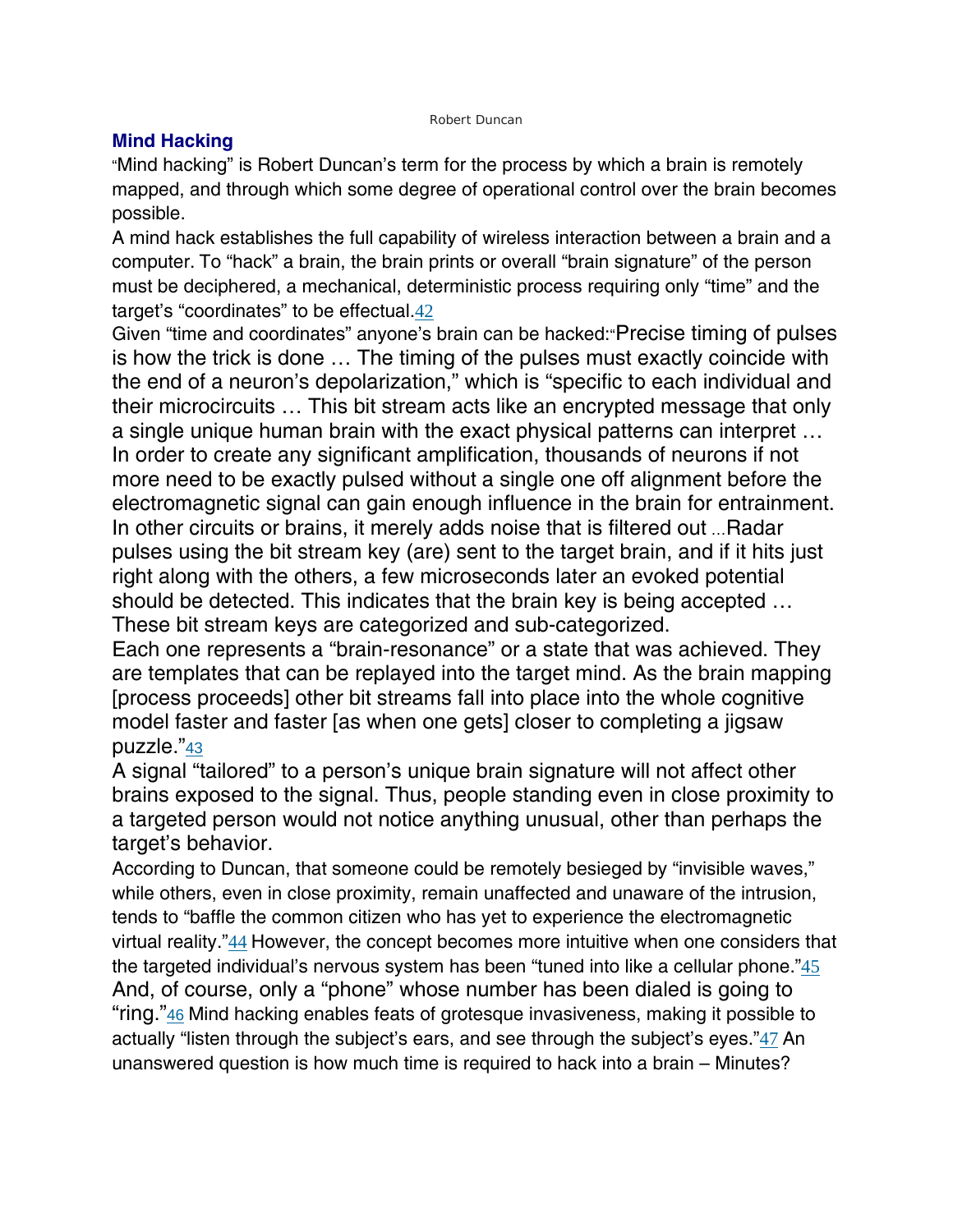## Mind Hacking

"Mind hacking" is Robert Duncan's term for the process by which a brain is remotely mapped, and through which some degree of operational control over the brain becomes possible.

A mind hack establishes the full capability of wireless interaction between a brain and a computer. To "hack" a brain, the brain prints or overall "brain signature" of the person must be deciphered, a mechanical, deterministic process requiring only "time" and the target's "coordinates" to be effectual.[42]

Given "time and coordinates" anyone's brain can be hacked:"Precise timing of pulses is how the trick is done … The timing of the pulses must exactly coincide with the end of a neuron's depolarization," which is "specific to each individual and their microcircuits … This bit stream acts like an encrypted message that only a single unique human brain with the exact physical patterns can interpret … In order to create any significant amplification, thousands of neurons if not more need to be exactly pulsed without a single one off alignment before the electromagnetic signal can gain enough influence in the brain for entrainment. In other circuits or brains, it merely adds noise that is filtered out …Radar pulses using the bit stream key (are) sent to the target brain, and if it hits just right along with the others, a few microseconds later an evoked potential should be detected. This indicates that the brain key is being accepted … These bit stream keys are categorized and sub-categorized.

Each one represents a "brain-resonance" or a state that was achieved. They are templates that can be replayed into the target mind. As the brain mapping [process proceeds] other bit streams fall into place into the whole cognitive model faster and faster [as when one gets] closer to completing a jigsaw puzzle."[43]

A signal "tailored" to a person's unique brain signature will not affect other brains exposed to the signal. Thus, people standing even in close proximity to a targeted person would not notice anything unusual, other than perhaps the target's behavior.

According to Duncan, that someone could be remotely besieged by "invisible waves," while others, even in close proximity, remain unaffected and unaware of the intrusion, tends to "baffle the common citizen who has yet to experience the electromagnetic virtual reality."[44] However, the concept becomes more intuitive when one considers that the targeted individual's nervous system has been "tuned into like a cellular phone."[45] And, of course, only a "phone" whose number has been dialed is going to "ring."[46] Mind hacking enables feats of grotesque invasiveness, making it possible to actually "listen through the subject's ears, and see through the subject's eyes."[47] An unanswered question is how much time is required to hack into a brain – Minutes?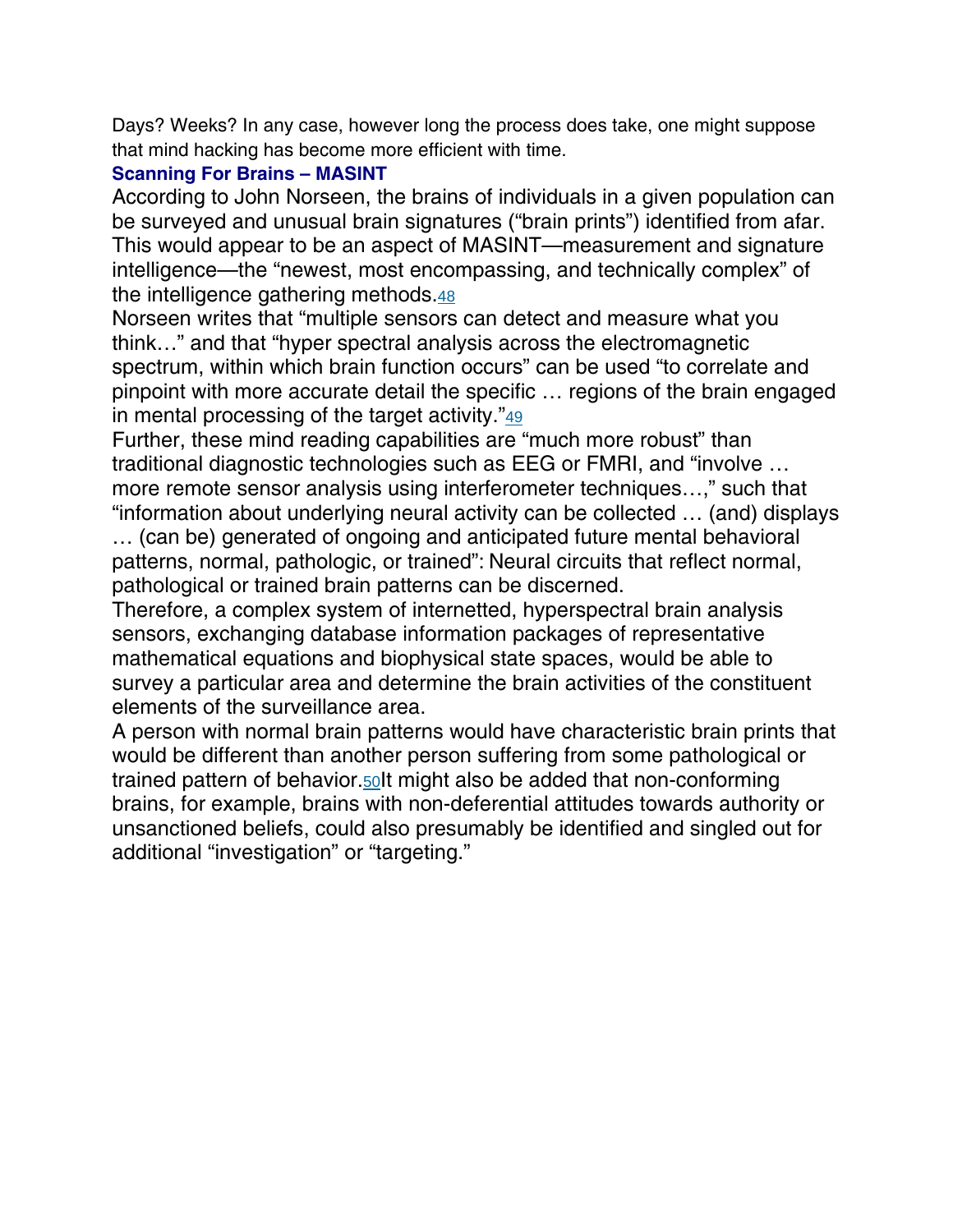Days? Weeks? In any case, however long the process does take, one might suppose that mind hacking has become more efficient with time.

### Scanning For Brains – MASINT

According to John Norseen, the brains of individuals in a given population can be surveyed and unusual brain signatures ("brain prints") identified from afar. This would appear to be an aspect of MASINT—measurement and signature intelligence—the "newest, most encompassing, and technically complex" of the intelligence gathering methods.[48]

Norseen writes that "multiple sensors can detect and measure what you think…" and that "hyper spectral analysis across the electromagnetic spectrum, within which brain function occurs" can be used "to correlate and pinpoint with more accurate detail the specific … regions of the brain engaged in mental processing of the target activity."[49]

Further, these mind reading capabilities are "much more robust" than traditional diagnostic technologies such as EEG or FMRI, and "involve … more remote sensor analysis using interferometer techniques…," such that "information about underlying neural activity can be collected … (and) displays … (can be) generated of ongoing and anticipated future mental behavioral patterns, normal, pathologic, or trained": Neural circuits that reflect normal, pathological or trained brain patterns can be discerned.

Therefore, a complex system of internetted, hyperspectral brain analysis sensors, exchanging database information packages of representative mathematical equations and biophysical state spaces, would be able to survey a particular area and determine the brain activities of the constituent elements of the surveillance area.

A person with normal brain patterns would have characteristic brain prints that would be different than another person suffering from some pathological or trained pattern of behavior.[50]It might also be added that non-conforming brains, for example, brains with non-deferential attitudes towards authority or unsanctioned beliefs, could also presumably be identified and singled out for additional "investigation" or "targeting."